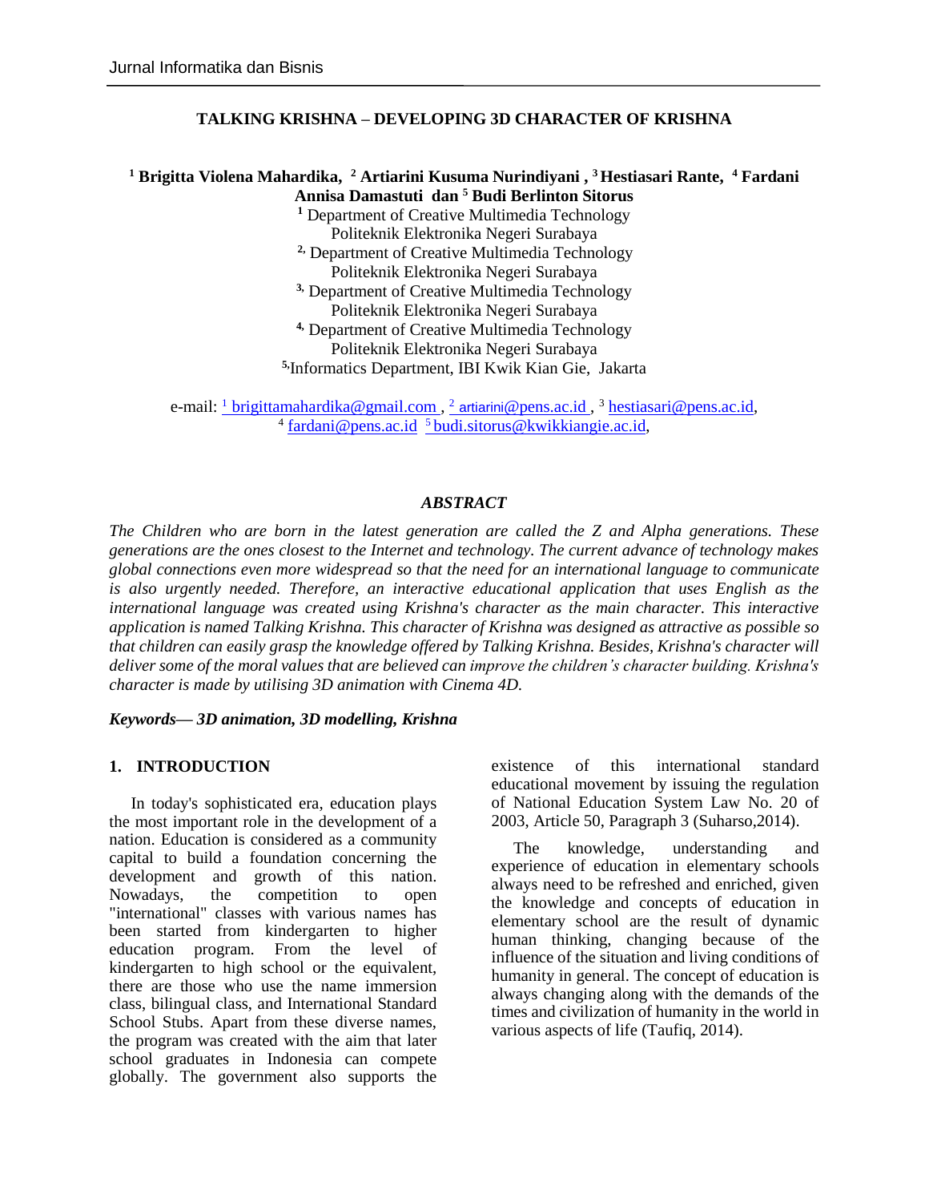# TALKING KRISHNA – DEVELOPING 3D CHARACTER OF KRISHNA

**[1] Brigitta Violena Mahardika, [2] Artiarini Kusuma Nurindiyani , [3] Hestiasari Rante, [4] Fardani Annisa Damastuti dan [5] Budi Berlinton Sitorus**

[1] Department of Creative Multimedia Technology
Politeknik Elektronika Negeri Surabaya
[2,] Department of Creative Multimedia Technology
Politeknik Elektronika Negeri Surabaya
[3,] Department of Creative Multimedia Technology
Politeknik Elektronika Negeri Surabaya
[4,] Department of Creative Multimedia Technology
Politeknik Elektronika Negeri Surabaya
[5,]Informatics Department, IBI Kwik Kian Gie, Jakarta

e-mail: [1] brigittamahardika@gmail.com , [2] artiarini@pens.ac.id , [3] hestiasari@pens.ac.id, [4] fardani@pens.ac.id [5] budi.sitorus@kwikkiangie.ac.id,

### *ABSTRACT*

*The Children who are born in the latest generation are called the Z and Alpha generations. These generations are the ones closest to the Internet and technology. The current advance of technology makes global connections even more widespread so that the need for an international language to communicate is also urgently needed. Therefore, an interactive educational application that uses English as the international language was created using Krishna's character as the main character. This interactive application is named Talking Krishna. This character of Krishna was designed as attractive as possible so that children can easily grasp the knowledge offered by Talking Krishna. Besides, Krishna's character will deliver some of the moral values that are believed can improve the children's character building. Krishna's character is made by utilising 3D animation with Cinema 4D.*

***Keywords— 3D animation, 3D modelling, Krishna***

## 1. INTRODUCTION

In today's sophisticated era, education plays the most important role in the development of a nation. Education is considered as a community capital to build a foundation concerning the development and growth of this nation. Nowadays, the competition to open "international" classes with various names has been started from kindergarten to higher education program. From the level of kindergarten to high school or the equivalent, there are those who use the name immersion class, bilingual class, and International Standard School Stubs. Apart from these diverse names, the program was created with the aim that later school graduates in Indonesia can compete globally. The government also supports the existence of this international standard educational movement by issuing the regulation of National Education System Law No. 20 of 2003, Article 50, Paragraph 3 (Suharso,2014).

The knowledge, understanding and experience of education in elementary schools always need to be refreshed and enriched, given the knowledge and concepts of education in elementary school are the result of dynamic human thinking, changing because of the influence of the situation and living conditions of humanity in general. The concept of education is always changing along with the demands of the times and civilization of humanity in the world in various aspects of life (Taufiq, 2014).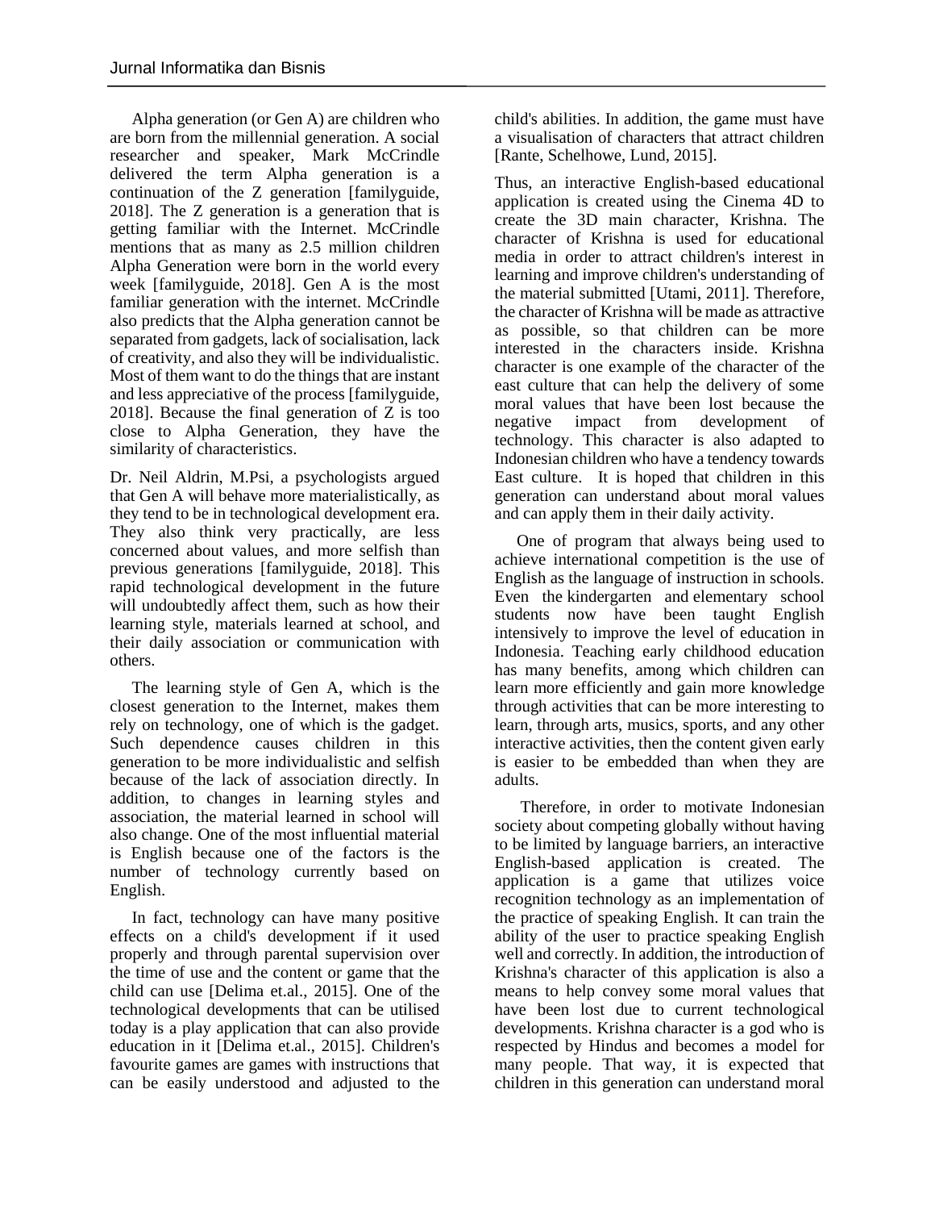Alpha generation (or Gen A) are children who are born from the millennial generation. A social researcher and speaker, Mark McCrindle delivered the term Alpha generation is a continuation of the Z generation [familyguide, 2018]. The Z generation is a generation that is getting familiar with the Internet. McCrindle mentions that as many as 2.5 million children Alpha Generation were born in the world every week [familyguide, 2018]. Gen A is the most familiar generation with the internet. McCrindle also predicts that the Alpha generation cannot be separated from gadgets, lack of socialisation, lack of creativity, and also they will be individualistic. Most of them want to do the things that are instant and less appreciative of the process [familyguide, 2018]. Because the final generation of Z is too close to Alpha Generation, they have the similarity of characteristics.

Dr. Neil Aldrin, M.Psi, a psychologists argued that Gen A will behave more materialistically, as they tend to be in technological development era. They also think very practically, are less concerned about values, and more selfish than previous generations [familyguide, 2018]. This rapid technological development in the future will undoubtedly affect them, such as how their learning style, materials learned at school, and their daily association or communication with others.

The learning style of Gen A, which is the closest generation to the Internet, makes them rely on technology, one of which is the gadget. Such dependence causes children in this generation to be more individualistic and selfish because of the lack of association directly. In addition, to changes in learning styles and association, the material learned in school will also change. One of the most influential material is English because one of the factors is the number of technology currently based on English.

In fact, technology can have many positive effects on a child's development if it used properly and through parental supervision over the time of use and the content or game that the child can use [Delima et.al., 2015]. One of the technological developments that can be utilised today is a play application that can also provide education in it [Delima et.al., 2015]. Children's favourite games are games with instructions that can be easily understood and adjusted to the child's abilities. In addition, the game must have a visualisation of characters that attract children [Rante, Schelhowe, Lund, 2015].

Thus, an interactive English-based educational application is created using the Cinema 4D to create the 3D main character, Krishna. The character of Krishna is used for educational media in order to attract children's interest in learning and improve children's understanding of the material submitted [Utami, 2011]. Therefore, the character of Krishna will be made as attractive as possible, so that children can be more interested in the characters inside. Krishna character is one example of the character of the east culture that can help the delivery of some moral values that have been lost because the negative impact from development of technology. This character is also adapted to Indonesian children who have a tendency towards East culture. It is hoped that children in this generation can understand about moral values and can apply them in their daily activity.

One of program that always being used to achieve international competition is the use of English as the language of instruction in schools. Even the kindergarten and elementary school students now have been taught English intensively to improve the level of education in Indonesia. Teaching early childhood education has many benefits, among which children can learn more efficiently and gain more knowledge through activities that can be more interesting to learn, through arts, musics, sports, and any other interactive activities, then the content given early is easier to be embedded than when they are adults.

Therefore, in order to motivate Indonesian society about competing globally without having to be limited by language barriers, an interactive English-based application is created. The application is a game that utilizes voice recognition technology as an implementation of the practice of speaking English. It can train the ability of the user to practice speaking English well and correctly. In addition, the introduction of Krishna's character of this application is also a means to help convey some moral values that have been lost due to current technological developments. Krishna character is a god who is respected by Hindus and becomes a model for many people. That way, it is expected that children in this generation can understand moral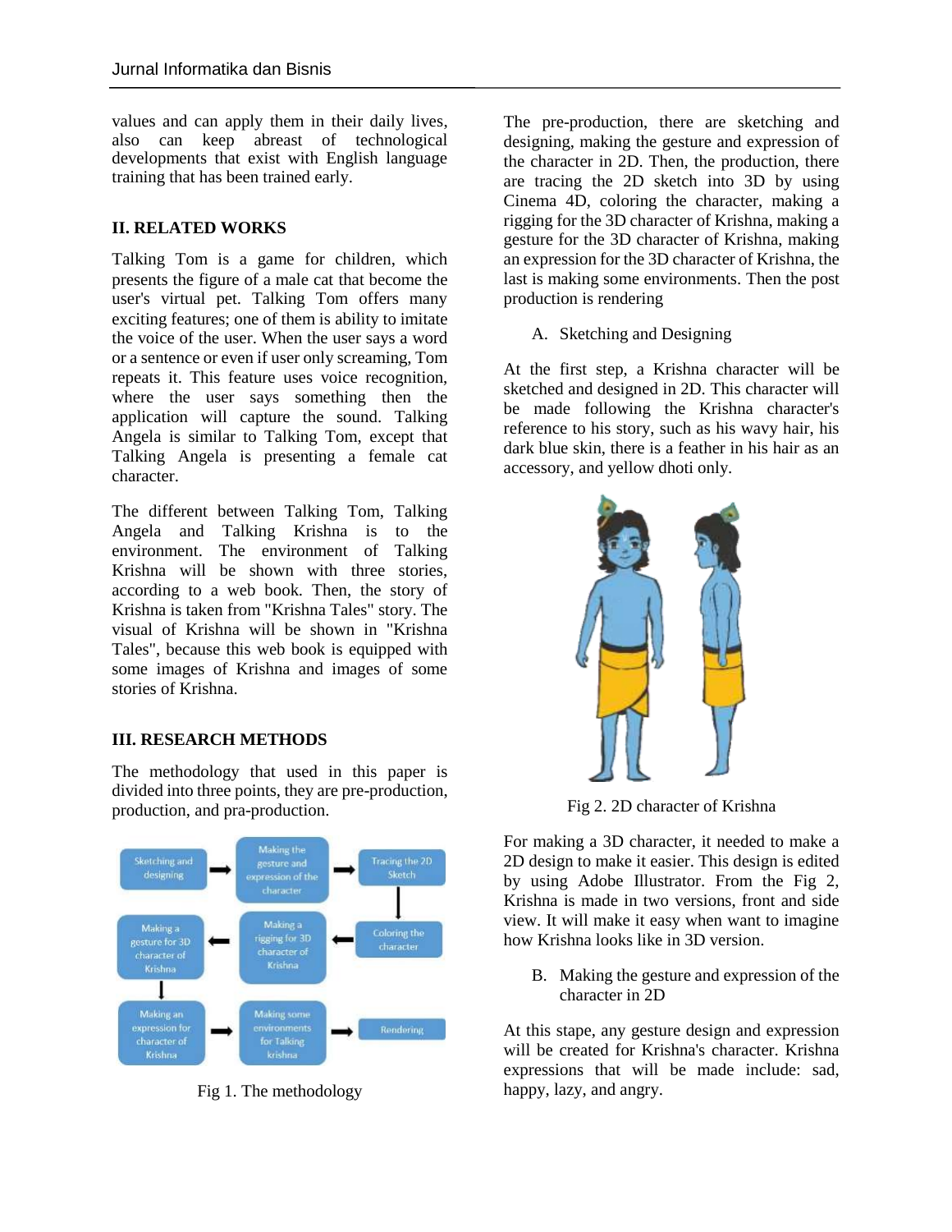values and can apply them in their daily lives, also can keep abreast of technological developments that exist with English language training that has been trained early.

## II. RELATED WORKS

Talking Tom is a game for children, which presents the figure of a male cat that become the user's virtual pet. Talking Tom offers many exciting features; one of them is ability to imitate the voice of the user. When the user says a word or a sentence or even if user only screaming, Tom repeats it. This feature uses voice recognition, where the user says something then the application will capture the sound. Talking Angela is similar to Talking Tom, except that Talking Angela is presenting a female cat character.

The different between Talking Tom, Talking Angela and Talking Krishna is to the environment. The environment of Talking Krishna will be shown with three stories, according to a web book. Then, the story of Krishna is taken from "Krishna Tales" story. The visual of Krishna will be shown in "Krishna Tales", because this web book is equipped with some images of Krishna and images of some stories of Krishna.

## III. RESEARCH METHODS

The methodology that used in this paper is divided into three points, they are pre-production, production, and pra-production.

Fig 1. The methodology

The pre-production, there are sketching and designing, making the gesture and expression of the character in 2D. Then, the production, there are tracing the 2D sketch into 3D by using Cinema 4D, coloring the character, making a rigging for the 3D character of Krishna, making a gesture for the 3D character of Krishna, making an expression for the 3D character of Krishna, the last is making some environments. Then the post production is rendering

A. Sketching and Designing

At the first step, a Krishna character will be sketched and designed in 2D. This character will be made following the Krishna character's reference to his story, such as his wavy hair, his dark blue skin, there is a feather in his hair as an accessory, and yellow dhoti only.

Fig 2. 2D character of Krishna

For making a 3D character, it needed to make a 2D design to make it easier. This design is edited by using Adobe Illustrator. From the Fig 2, Krishna is made in two versions, front and side view. It will make it easy when want to imagine how Krishna looks like in 3D version.

B. Making the gesture and expression of the character in 2D

At this stape, any gesture design and expression will be created for Krishna's character. Krishna expressions that will be made include: sad, happy, lazy, and angry.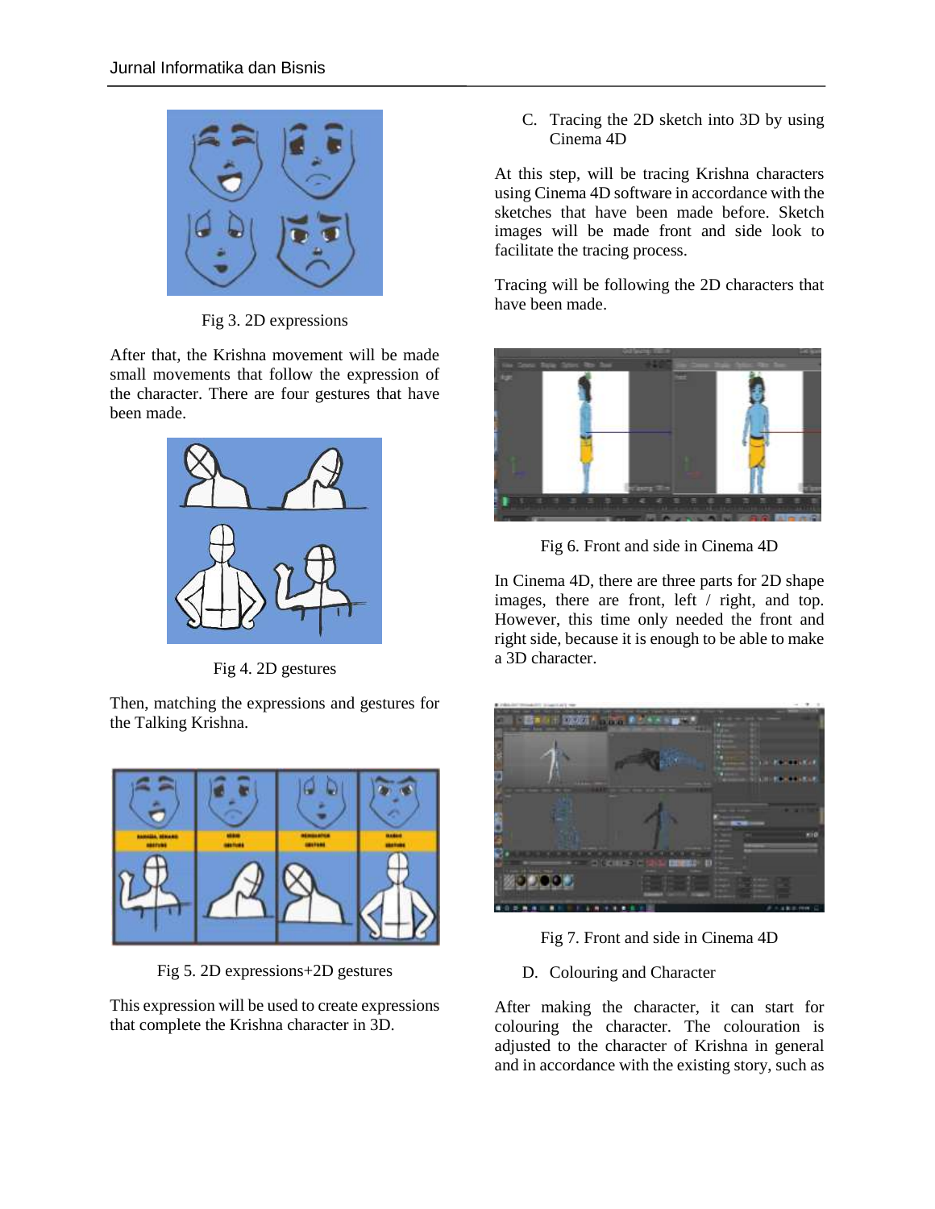Fig 3. 2D expressions

After that, the Krishna movement will be made small movements that follow the expression of the character. There are four gestures that have been made.

Fig 4. 2D gestures

Then, matching the expressions and gestures for the Talking Krishna.

Fig 5. 2D expressions+2D gestures

This expression will be used to create expressions that complete the Krishna character in 3D.

C. Tracing the 2D sketch into 3D by using Cinema 4D

At this step, will be tracing Krishna characters using Cinema 4D software in accordance with the sketches that have been made before. Sketch images will be made front and side look to facilitate the tracing process.

Tracing will be following the 2D characters that have been made.

Fig 6. Front and side in Cinema 4D

In Cinema 4D, there are three parts for 2D shape images, there are front, left / right, and top. However, this time only needed the front and right side, because it is enough to be able to make a 3D character.

Fig 7. Front and side in Cinema 4D

D. Colouring and Character

After making the character, it can start for colouring the character. The colouration is adjusted to the character of Krishna in general and in accordance with the existing story, such as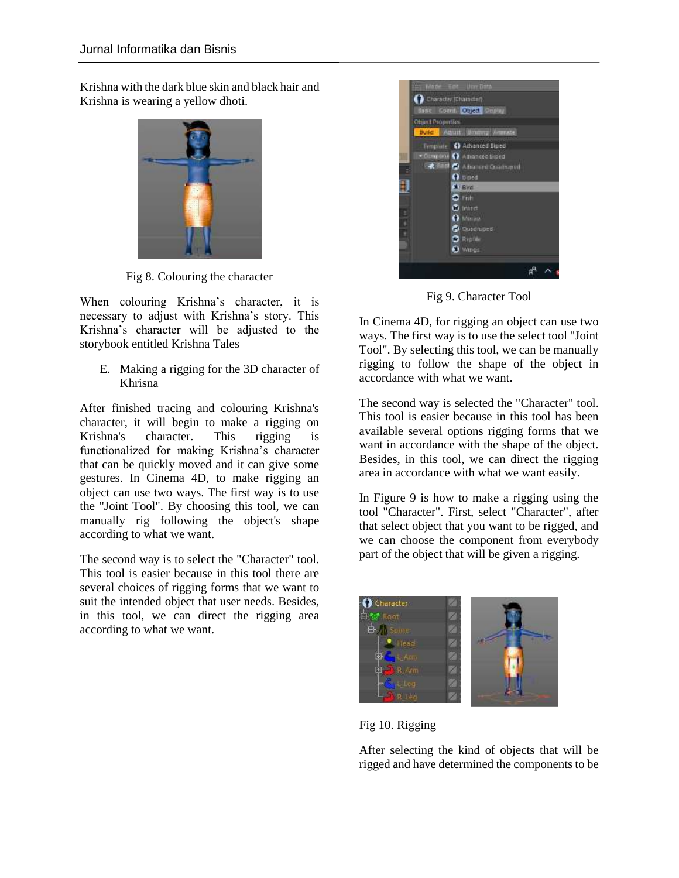Krishna with the dark blue skin and black hair and Krishna is wearing a yellow dhoti.

Fig 8. Colouring the character

When colouring Krishna's character, it is necessary to adjust with Krishna's story. This Krishna's character will be adjusted to the storybook entitled Krishna Tales

E. Making a rigging for the 3D character of Khrisna

After finished tracing and colouring Krishna's character, it will begin to make a rigging on Krishna's character. This rigging is functionalized for making Krishna's character that can be quickly moved and it can give some gestures. In Cinema 4D, to make rigging an object can use two ways. The first way is to use the "Joint Tool". By choosing this tool, we can manually rig following the object's shape according to what we want.

The second way is to select the "Character" tool. This tool is easier because in this tool there are several choices of rigging forms that we want to suit the intended object that user needs. Besides, in this tool, we can direct the rigging area according to what we want.

Fig 9. Character Tool

In Cinema 4D, for rigging an object can use two ways. The first way is to use the select tool "Joint Tool". By selecting this tool, we can be manually rigging to follow the shape of the object in accordance with what we want.

The second way is selected the "Character" tool. This tool is easier because in this tool has been available several options rigging forms that we want in accordance with the shape of the object. Besides, in this tool, we can direct the rigging area in accordance with what we want easily.

In Figure 9 is how to make a rigging using the tool "Character". First, select "Character", after that select object that you want to be rigged, and we can choose the component from everybody part of the object that will be given a rigging.

Fig 10. Rigging

After selecting the kind of objects that will be rigged and have determined the components to be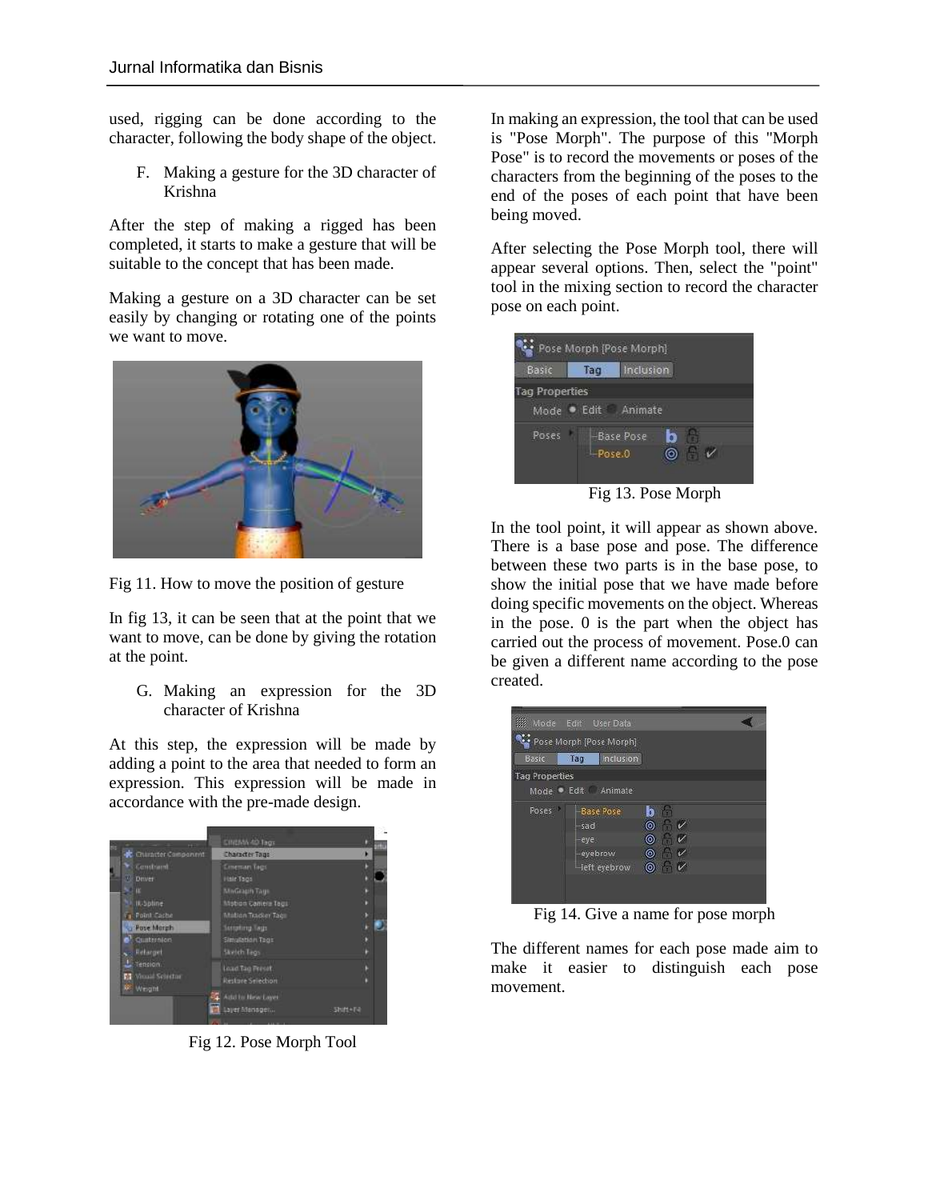used, rigging can be done according to the character, following the body shape of the object.

F. Making a gesture for the 3D character of Krishna

After the step of making a rigged has been completed, it starts to make a gesture that will be suitable to the concept that has been made.

Making a gesture on a 3D character can be set easily by changing or rotating one of the points we want to move.

Fig 11. How to move the position of gesture

In fig 13, it can be seen that at the point that we want to move, can be done by giving the rotation at the point.

G. Making an expression for the 3D character of Krishna

At this step, the expression will be made by adding a point to the area that needed to form an expression. This expression will be made in accordance with the pre-made design.

Fig 12. Pose Morph Tool

In making an expression, the tool that can be used is "Pose Morph". The purpose of this "Morph Pose" is to record the movements or poses of the characters from the beginning of the poses to the end of the poses of each point that have been being moved.

After selecting the Pose Morph tool, there will appear several options. Then, select the "point" tool in the mixing section to record the character pose on each point.

Fig 13. Pose Morph

In the tool point, it will appear as shown above. There is a base pose and pose. The difference between these two parts is in the base pose, to show the initial pose that we have made before doing specific movements on the object. Whereas in the pose. 0 is the part when the object has carried out the process of movement. Pose.0 can be given a different name according to the pose created.

Fig 14. Give a name for pose morph

The different names for each pose made aim to make it easier to distinguish each pose movement.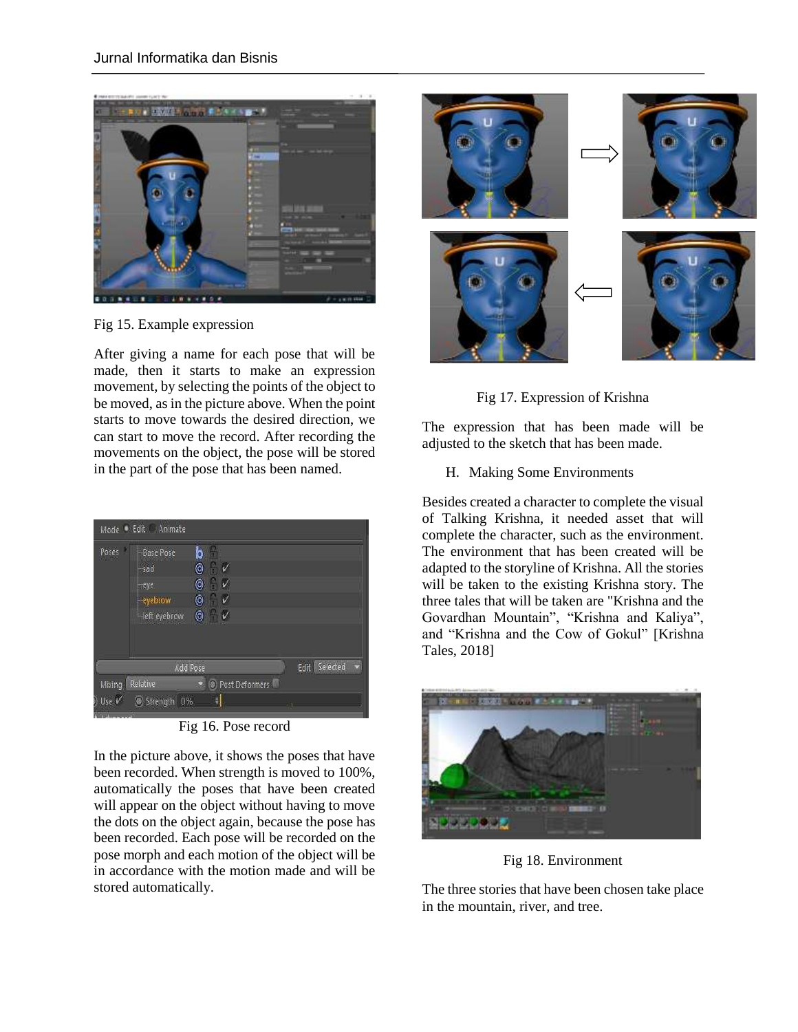Fig 15. Example expression

After giving a name for each pose that will be made, then it starts to make an expression movement, by selecting the points of the object to be moved, as in the picture above. When the point starts to move towards the desired direction, we can start to move the record. After recording the movements on the object, the pose will be stored in the part of the pose that has been named.

Fig 16. Pose record

In the picture above, it shows the poses that have been recorded. When strength is moved to 100%, automatically the poses that have been created will appear on the object without having to move the dots on the object again, because the pose has been recorded. Each pose will be recorded on the pose morph and each motion of the object will be in accordance with the motion made and will be stored automatically.

Fig 17. Expression of Krishna

The expression that has been made will be adjusted to the sketch that has been made.

### H. Making Some Environments

Besides created a character to complete the visual of Talking Krishna, it needed asset that will complete the character, such as the environment. The environment that has been created will be adapted to the storyline of Krishna. All the stories will be taken to the existing Krishna story. The three tales that will be taken are "Krishna and the Govardhan Mountain", "Krishna and Kaliya", and "Krishna and the Cow of Gokul" [Krishna Tales, 2018]

Fig 18. Environment

The three stories that have been chosen take place in the mountain, river, and tree.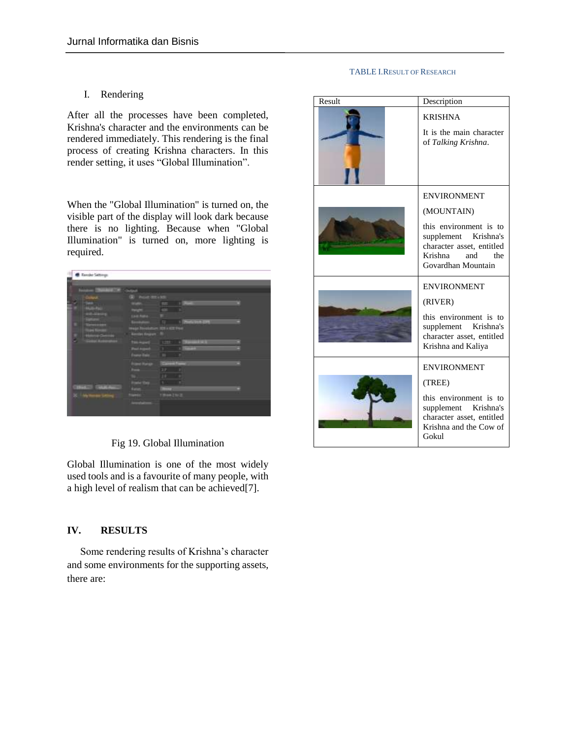I. Rendering

After all the processes have been completed, Krishna's character and the environments can be rendered immediately. This rendering is the final process of creating Krishna characters. In this render setting, it uses "Global Illumination".

When the "Global Illumination" is turned on, the visible part of the display will look dark because there is no lighting. Because when "Global Illumination" is turned on, more lighting is required.

Fig 19. Global Illumination

Global Illumination is one of the most widely used tools and is a favourite of many people, with a high level of realism that can be achieved[7].

## IV. RESULTS

Some rendering results of Krishna's character and some environments for the supporting assets, there are:

TABLE I. RESULT OF RESEARCH

| Result | Description |
|---|---|
| | KRISHNA<br>It is the main character of *Talking Krishna*. |
| | ENVIRONMENT<br>(MOUNTAIN)<br>this environment is to supplement Krishna's character asset, entitled Krishna and the Govardhan Mountain |
| | ENVIRONMENT<br>(RIVER)<br>this environment is to supplement Krishna's character asset, entitled Krishna and Kaliya |
| | ENVIRONMENT<br>(TREE)<br>this environment is to supplement Krishna's character asset, entitled Krishna and the Cow of Gokul |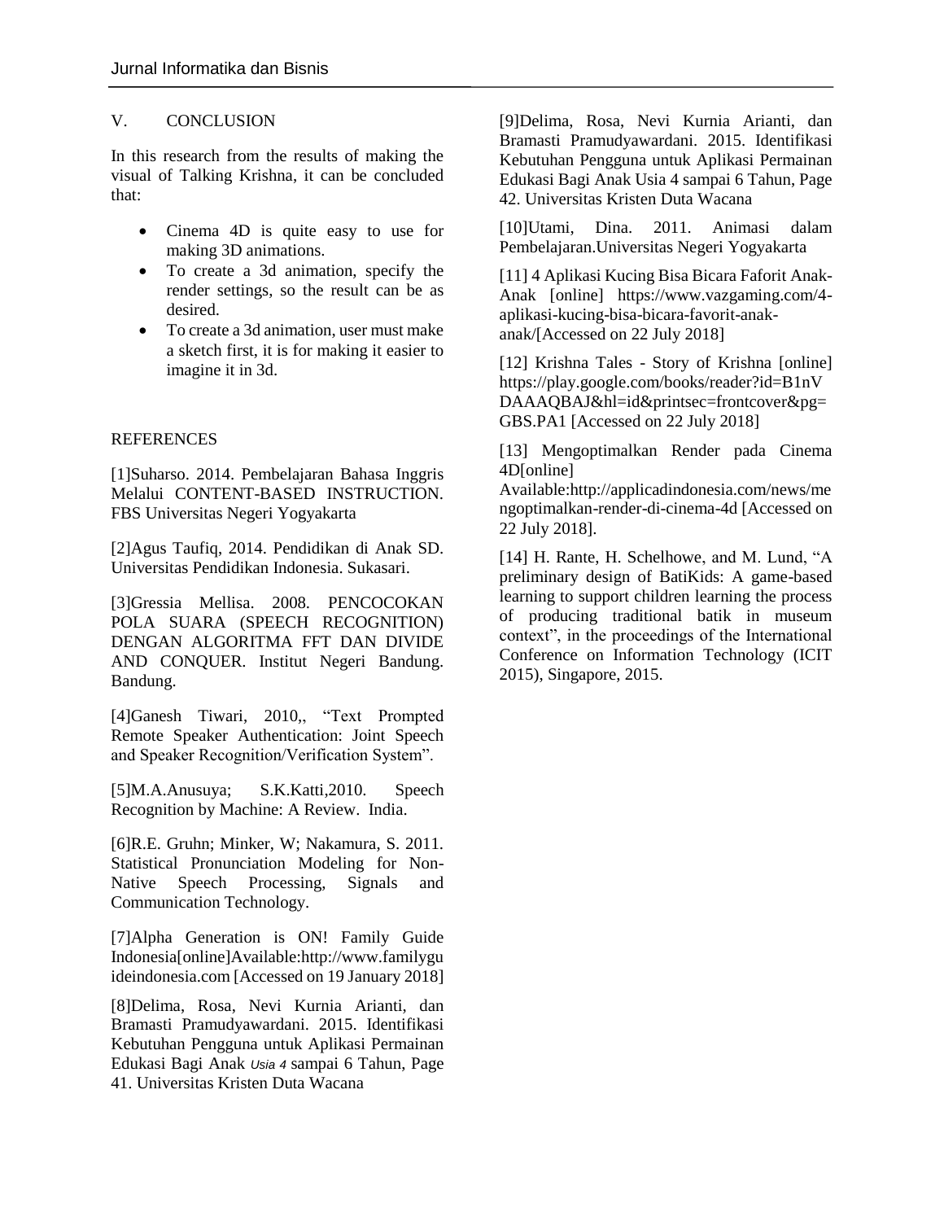## V. CONCLUSION

In this research from the results of making the visual of Talking Krishna, it can be concluded that:

- Cinema 4D is quite easy to use for making 3D animations.
- To create a 3d animation, specify the render settings, so the result can be as desired.
- To create a 3d animation, user must make a sketch first, it is for making it easier to imagine it in 3d.

## REFERENCES

[1]Suharso. 2014. Pembelajaran Bahasa Inggris Melalui CONTENT-BASED INSTRUCTION. FBS Universitas Negeri Yogyakarta

[2]Agus Taufiq, 2014. Pendidikan di Anak SD. Universitas Pendidikan Indonesia. Sukasari.

[3]Gressia Mellisa. 2008. PENCOCOKAN POLA SUARA (SPEECH RECOGNITION) DENGAN ALGORITMA FFT DAN DIVIDE AND CONQUER. Institut Negeri Bandung. Bandung.

[4]Ganesh Tiwari, 2010,, “Text Prompted Remote Speaker Authentication: Joint Speech and Speaker Recognition/Verification System”.

[5]M.A.Anusuya; S.K.Katti,2010. Speech Recognition by Machine: A Review. India.

[6]R.E. Gruhn; Minker, W; Nakamura, S. 2011. Statistical Pronunciation Modeling for Non-Native Speech Processing, Signals and Communication Technology.

[7]Alpha Generation is ON! Family Guide Indonesia[online]Available:http://www.familyguideindonesia.com [Accessed on 19 January 2018]

[8]Delima, Rosa, Nevi Kurnia Arianti, dan Bramasti Pramudyawardani. 2015. Identifikasi Kebutuhan Pengguna untuk Aplikasi Permainan Edukasi Bagi Anak *Usia 4* sampai 6 Tahun, Page 41. Universitas Kristen Duta Wacana

[9]Delima, Rosa, Nevi Kurnia Arianti, dan Bramasti Pramudyawardani. 2015. Identifikasi Kebutuhan Pengguna untuk Aplikasi Permainan Edukasi Bagi Anak Usia 4 sampai 6 Tahun, Page 42. Universitas Kristen Duta Wacana

[10]Utami, Dina. 2011. Animasi dalam Pembelajaran.Universitas Negeri Yogyakarta

[11] 4 Aplikasi Kucing Bisa Bicara Faforit Anak-Anak [online] https://www.vazgaming.com/4-aplikasi-kucing-bisa-bicara-favorit-anak-anak/[Accessed on 22 July 2018]

[12] Krishna Tales - Story of Krishna [online] https://play.google.com/books/reader?id=B1nVDAAAQBAJ&hl=id&printsec=frontcover&pg=GBS.PA1 [Accessed on 22 July 2018]

[13] Mengoptimalkan Render pada Cinema 4D[online] Available:http://applicadindonesia.com/news/mengoptimalkan-render-di-cinema-4d [Accessed on 22 July 2018].

[14] H. Rante, H. Schelhowe, and M. Lund, “A preliminary design of BatiKids: A game-based learning to support children learning the process of producing traditional batik in museum context”, in the proceedings of the International Conference on Information Technology (ICIT 2015), Singapore, 2015.